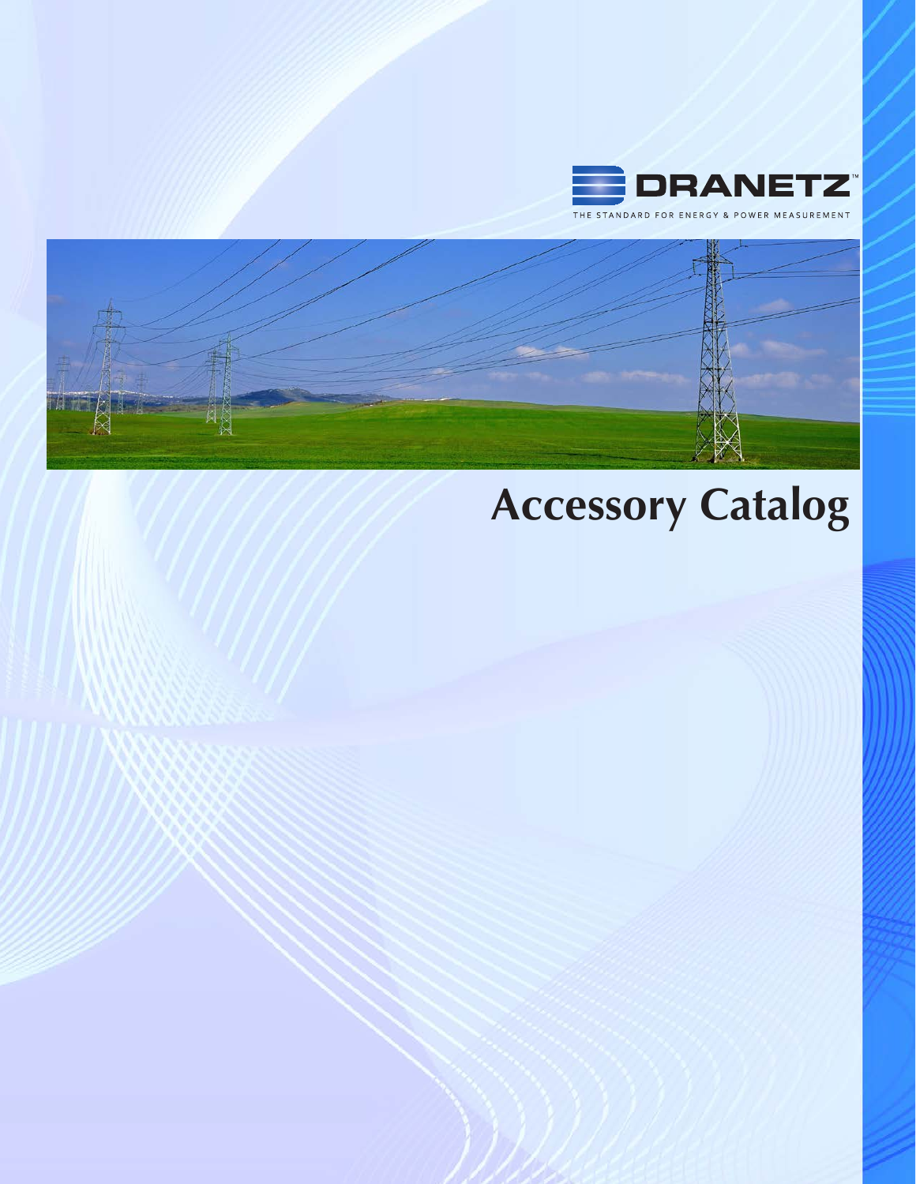DRANETZ™

THE STANDARD FOR ENERGY & POWER MEASUREMENT

# Accessory Catalog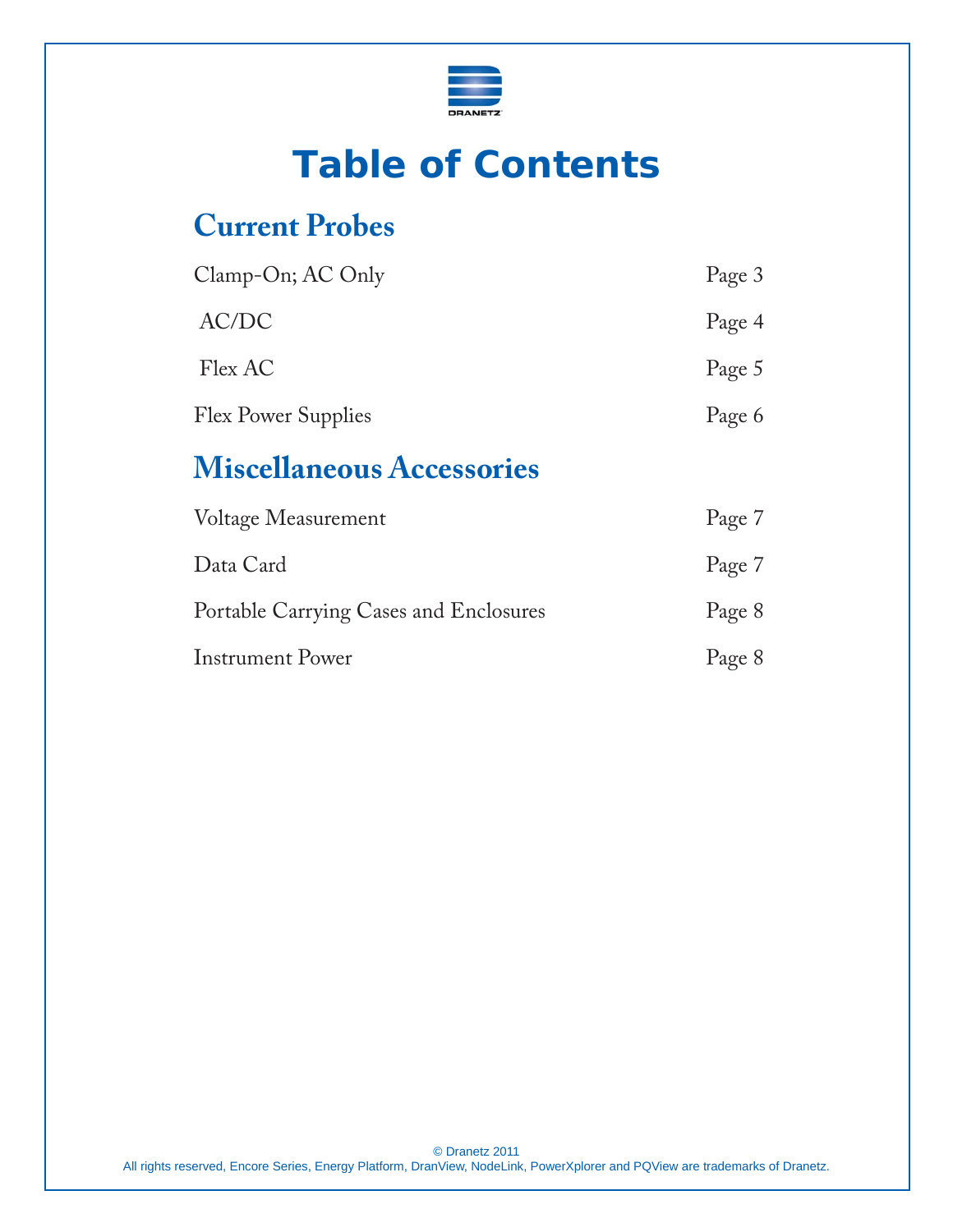DRANETZ

# Table of Contents

## Current Probes

| | |
|---|---|
| Clamp-On; AC Only | Page 3 |
| AC/DC | Page 4 |
| Flex AC | Page 5 |
| Flex Power Supplies | Page 6 |

## Miscellaneous Accessories

| | |
|---|---|
| Voltage Measurement | Page 7 |
| Data Card | Page 7 |
| Portable Carrying Cases and Enclosures | Page 8 |
| Instrument Power | Page 8 |

© Dranetz 2011
All rights reserved, Encore Series, Energy Platform, DranView, NodeLink, PowerXplorer and PQView are trademarks of Dranetz.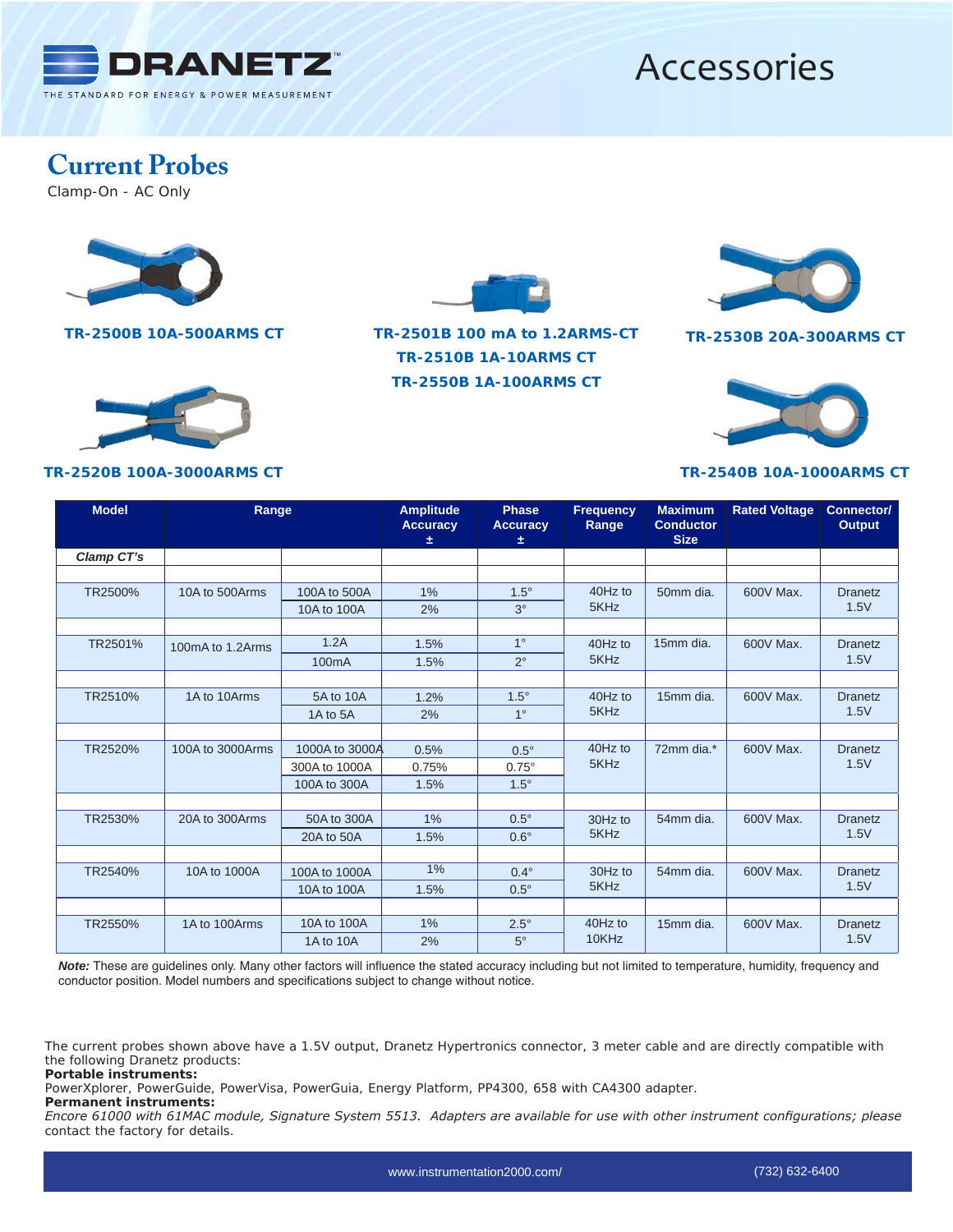# Accessories

## Current Probes

Clamp-On - AC Only

**TR-2500B 10A-500ARMS CT**

**TR-2501B 100 mA to 1.2ARMS-CT**
**TR-2510B 1A-10ARMS CT**
**TR-2550B 1A-100ARMS CT**

**TR-2530B 20A-300ARMS CT**

**TR-2520B 100A-3000ARMS CT**

**TR-2540B 10A-1000ARMS CT**

| Model | Range | | Amplitude Accuracy ± | Phase Accuracy ± | Frequency Range | Maximum Conductor Size | Rated Voltage | Connector/ Output |
|---|---|---|---|---|---|---|---|---|
| *Clamp CT's* | | | | | | | | |
| TR2500% | 10A to 500Arms | 100A to 500A | 1% | 1.5° | 40Hz to 5KHz | 50mm dia. | 600V Max. | Dranetz 1.5V |
| | | 10A to 100A | 2% | 3° | | | | |
| TR2501% | 100mA to 1.2Arms | 1.2A | 1.5% | 1° | 40Hz to 5KHz | 15mm dia. | 600V Max. | Dranetz 1.5V |
| | | 100mA | 1.5% | 2° | | | | |
| TR2510% | 1A to 10Arms | 5A to 10A | 1.2% | 1.5° | 40Hz to 5KHz | 15mm dia. | 600V Max. | Dranetz 1.5V |
| | | 1A to 5A | 2% | 1° | | | | |
| TR2520% | 100A to 3000Arms | 1000A to 3000A | 0.5% | 0.5° | 40Hz to 5KHz | 72mm dia.* | 600V Max. | Dranetz 1.5V |
| | | 300A to 1000A | 0.75% | 0.75° | | | | |
| | | 100A to 300A | 1.5% | 1.5° | | | | |
| TR2530% | 20A to 300Arms | 50A to 300A | 1% | 0.5° | 30Hz to 5KHz | 54mm dia. | 600V Max. | Dranetz 1.5V |
| | | 20A to 50A | 1.5% | 0.6° | | | | |
| TR2540% | 10A to 1000A | 100A to 1000A | 1% | 0.4° | 30Hz to 5KHz | 54mm dia. | 600V Max. | Dranetz 1.5V |
| | | 10A to 100A | 1.5% | 0.5° | | | | |
| TR2550% | 1A to 100Arms | 10A to 100A | 1% | 2.5° | 40Hz to 10KHz | 15mm dia. | 600V Max. | Dranetz 1.5V |
| | | 1A to 10A | 2% | 5° | | | | |

***Note:*** These are guidelines only. Many other factors will influence the stated accuracy including but not limited to temperature, humidity, frequency and conductor position. Model numbers and specifications subject to change without notice.

The current probes shown above have a 1.5V output, Dranetz Hypertronics connector, 3 meter cable and are directly compatible with the following Dranetz products:
**Portable instruments:**
PowerXplorer, PowerGuide, PowerVisa, PowerGuia, Energy Platform, PP4300, 658 with CA4300 adapter.
**Permanent instruments:**
*Encore 61000 with 61MAC module, Signature System 5513. Adapters are available for use with other instrument configurations; please* contact the factory for details.

www.instrumentation2000.com/ (732) 632-6400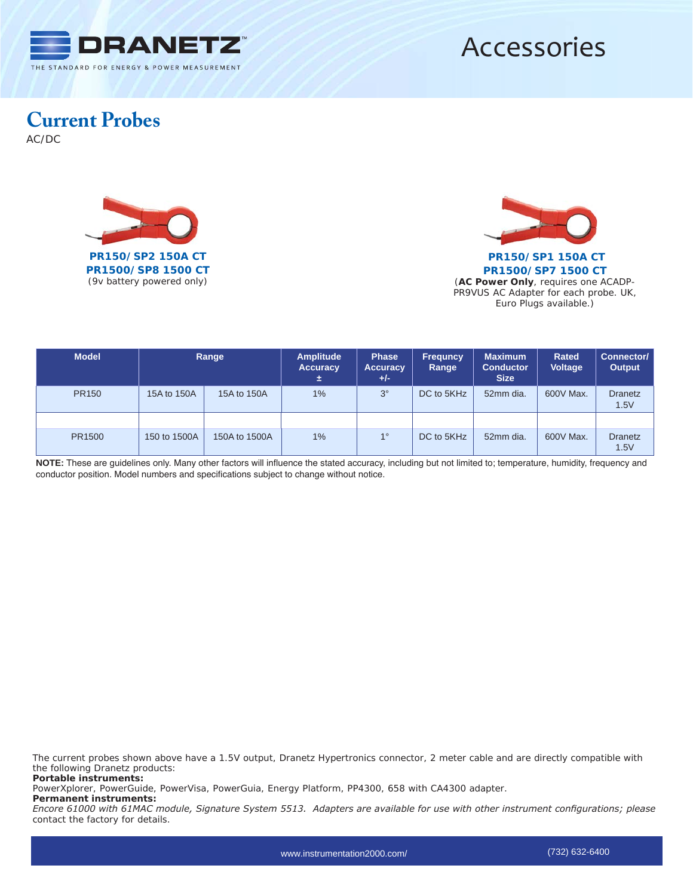# Accessories

## Current Probes

AC/DC

**PR150/ SP2 150A CT**
**PR1500/ SP8 1500 CT**
(9v battery powered only)

**PR150/ SP1 150A CT**
**PR1500/ SP7 1500 CT**
(**AC Power Only**, requires one ACADP-PR9VUS AC Adapter for each probe. UK, Euro Plugs available.)

| Model | Range | | Amplitude Accuracy ± | Phase Accuracy +/- | Frequncy Range | Maximum Conductor Size | Rated Voltage | Connector/ Output |
|---|---|---|---|---|---|---|---|---|
| PR150 | 15A to 150A | 15A to 150A | 1% | 3° | DC to 5KHz | 52mm dia. | 600V Max. | Dranetz 1.5V |
| | | | | | | | | |
| PR1500 | 150 to 1500A | 150A to 1500A | 1% | 1° | DC to 5KHz | 52mm dia. | 600V Max. | Dranetz 1.5V |

**NOTE:** These are guidelines only. Many other factors will influence the stated accuracy, including but not limited to; temperature, humidity, frequency and conductor position. Model numbers and specifications subject to change without notice.

The current probes shown above have a 1.5V output, Dranetz Hypertronics connector, 2 meter cable and are directly compatible with the following Dranetz products:

**Portable instruments:**

PowerXplorer, PowerGuide, PowerVisa, PowerGuia, Energy Platform, PP4300, 658 with CA4300 adapter.

**Permanent instruments:**

*Encore 61000 with 61MAC module, Signature System 5513. Adapters are available for use with other instrument configurations; please* contact the factory for details.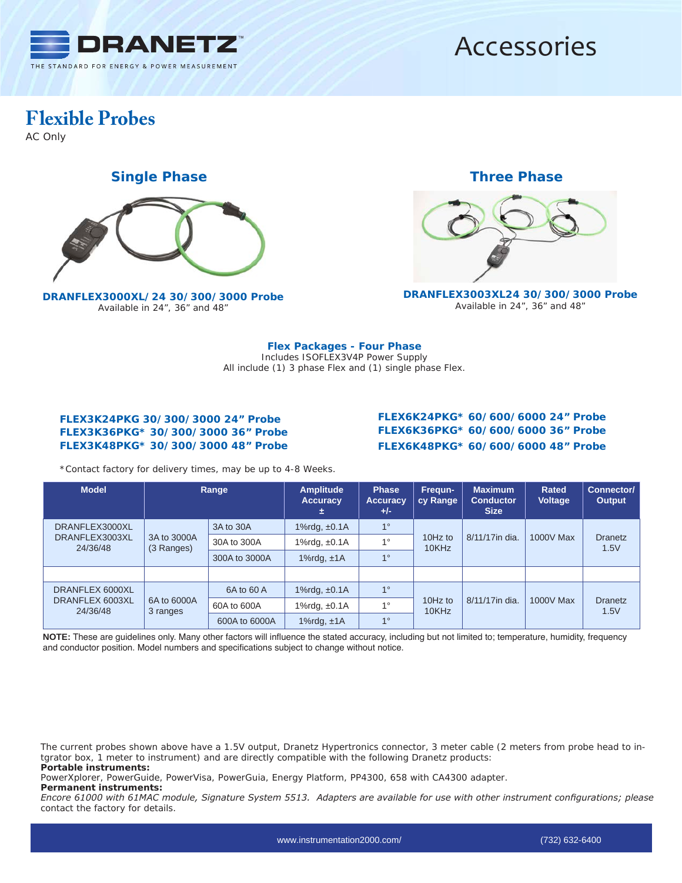# Accessories

## Flexible Probes

AC Only

### Single Phase

**DRANFLEX3000XL/24 30/300/3000 Probe**
Available in 24", 36" and 48"

### Three Phase

**DRANFLEX3003XL24 30/300/3000 Probe**
Available in 24", 36" and 48"

### Flex Packages - Four Phase

Includes ISOFLEX3V4P Power Supply
All include (1) 3 phase Flex and (1) single phase Flex.

**FLEX3K24PKG 30/300/3000 24" Probe**
**FLEX3K36PKG* 30/300/3000 36" Probe**
**FLEX3K48PKG* 30/300/3000 48" Probe**

**FLEX6K24PKG* 60/600/6000 24" Probe**
**FLEX6K36PKG* 60/600/6000 36" Probe**
**FLEX6K48PKG* 60/600/6000 48" Probe**

*Contact factory for delivery times, may be up to 4-8 Weeks.

| Model | Range | | Amplitude Accuracy ± | Phase Accuracy +/- | Frequn-cy Range | Maximum Conductor Size | Rated Voltage | Connector/ Output |
|---|---|---|---|---|---|---|---|---|
| DRANFLEX3000XL DRANFLEX3003XL 24/36/48 | 3A to 3000A (3 Ranges) | 3A to 30A | 1%rdg, ±0.1A | 1° | 10Hz to 10KHz | 8/11/17in dia. | 1000V Max | Dranetz 1.5V |
| | | 30A to 300A | 1%rdg, ±0.1A | 1° | | | | |
| | | 300A to 3000A | 1%rdg, ±1A | 1° | | | | |
| | | | | | | | | |
| DRANFLEX 6000XL DRANFLEX 6003XL 24/36/48 | 6A to 6000A 3 ranges | 6A to 60 A | 1%rdg, ±0.1A | 1° | 10Hz to 10KHz | 8/11/17in dia. | 1000V Max | Dranetz 1.5V |
| | | 60A to 600A | 1%rdg, ±0.1A | 1° | | | | |
| | | 600A to 6000A | 1%rdg, ±1A | 1° | | | | |

**NOTE:** These are guidelines only. Many other factors will influence the stated accuracy, including but not limited to; temperature, humidity, frequency and conductor position. Model numbers and specifications subject to change without notice.

The current probes shown above have a 1.5V output, Dranetz Hypertronics connector, 3 meter cable (2 meters from probe head to intgrator box, 1 meter to instrument) and are directly compatible with the following Dranetz products:
**Portable instruments:**
PowerXplorer, PowerGuide, PowerVisa, PowerGuia, Energy Platform, PP4300, 658 with CA4300 adapter.
**Permanent instruments:**
*Encore 61000 with 61MAC module, Signature System 5513. Adapters are available for use with other instrument configurations; please* contact the factory for details.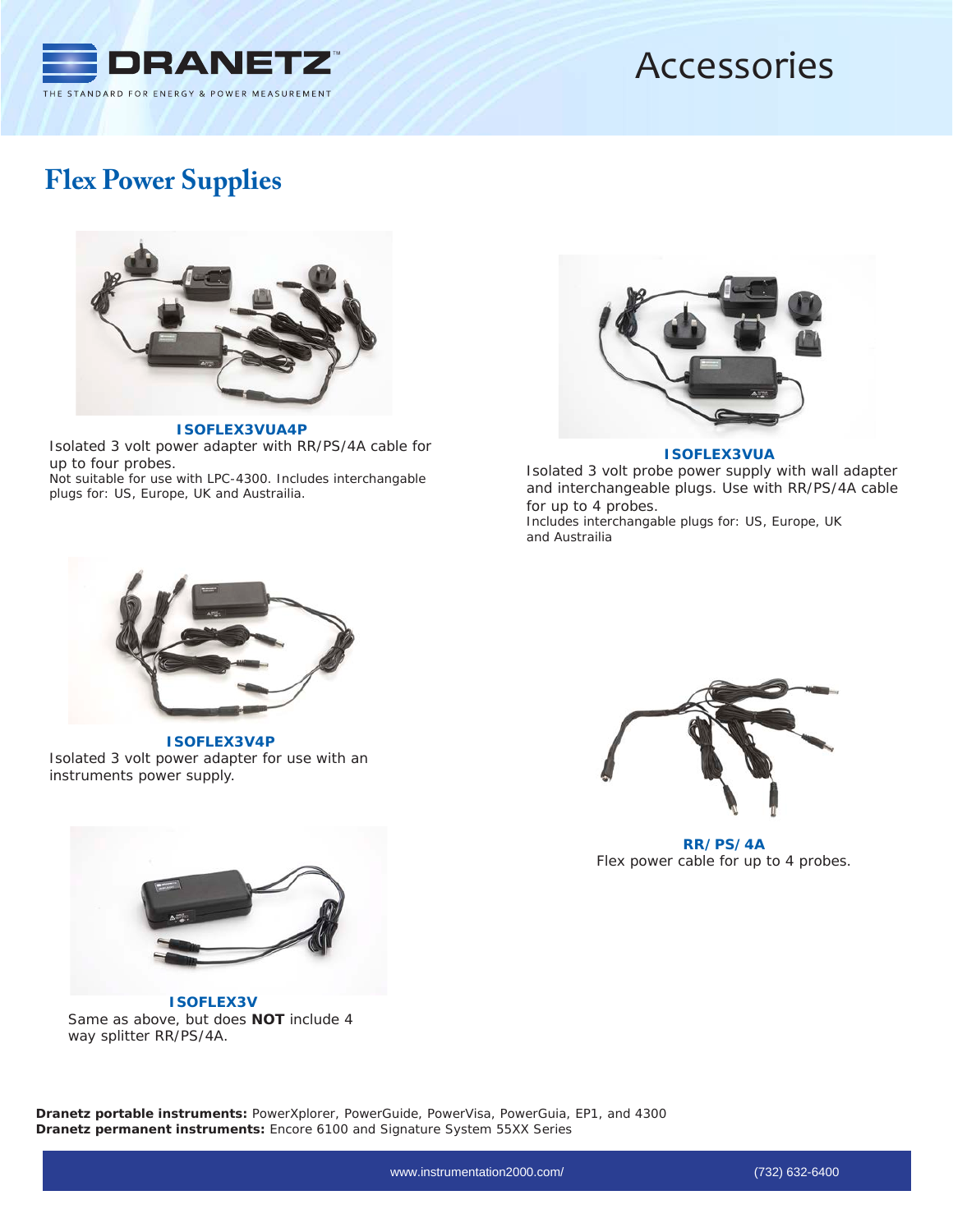# Flex Power Supplies

**ISOFLEX3VUA4P**

Isolated 3 volt power adapter with RR/PS/4A cable for up to four probes.

Not suitable for use with LPC-4300. Includes interchangable plugs for: US, Europe, UK and Austrailia.

**ISOFLEX3VUA**

Isolated 3 volt probe power supply with wall adapter and interchangeable plugs. Use with RR/PS/4A cable for up to 4 probes.

Includes interchangable plugs for: US, Europe, UK and Austrailia

**ISOFLEX3V4P**

Isolated 3 volt power adapter for use with an instruments power supply.

**RR/PS/4A**

Flex power cable for up to 4 probes.

**ISOFLEX3V**

Same as above, but does **NOT** include 4 way splitter RR/PS/4A.

**Dranetz portable instruments:** PowerXplorer, PowerGuide, PowerVisa, PowerGuia, EP1, and 4300

**Dranetz permanent instruments:** Encore 6100 and Signature System 55XX Series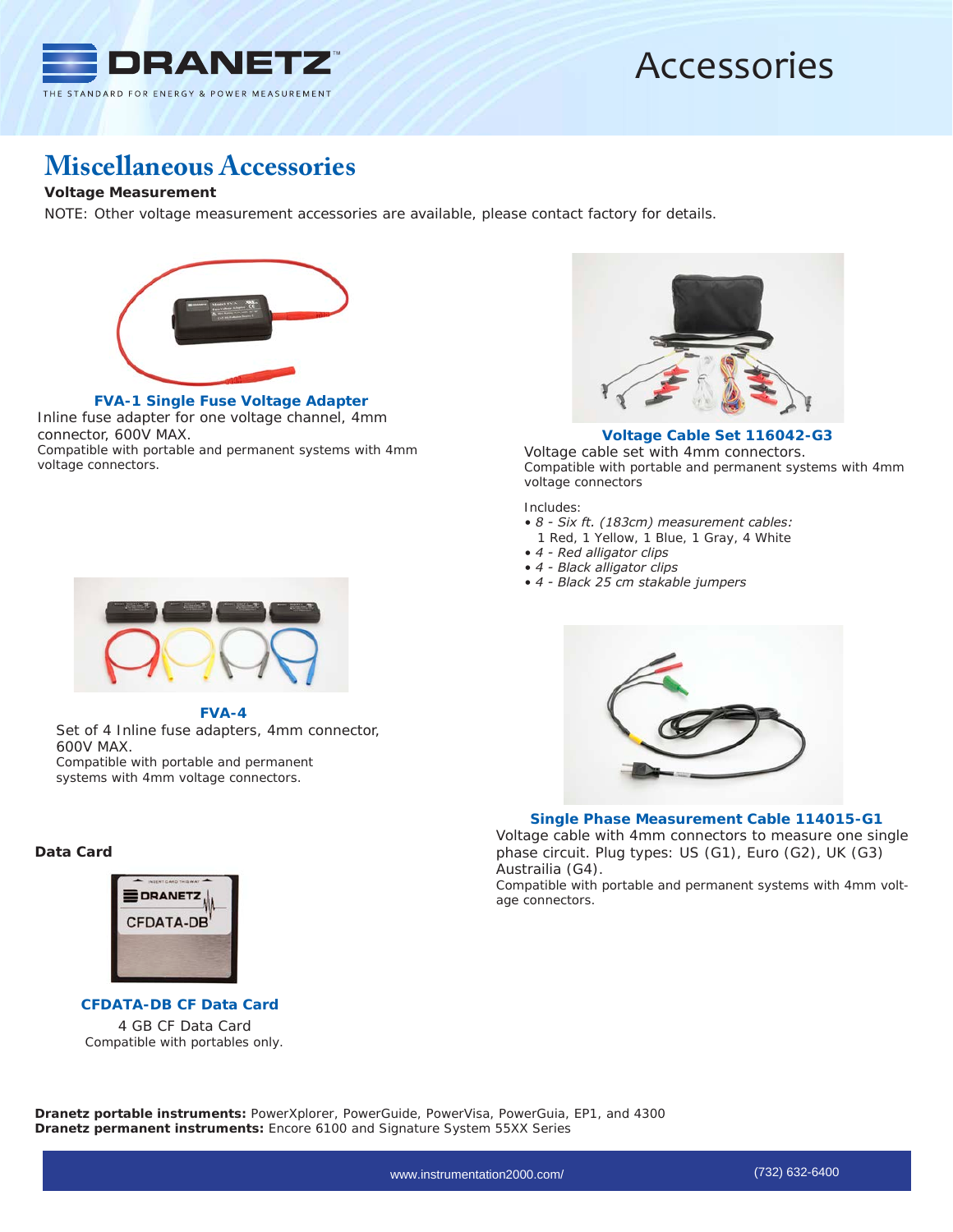# Accessories

## Miscellaneous Accessories

**Voltage Measurement**

NOTE: Other voltage measurement accessories are available, please contact factory for details.

### FVA-1 Single Fuse Voltage Adapter

Inline fuse adapter for one voltage channel, 4mm connector, 600V MAX.
Compatible with portable and permanent systems with 4mm voltage connectors.

### Voltage Cable Set 116042-G3

Voltage cable set with 4mm connectors.
Compatible with portable and permanent systems with 4mm voltage connectors

Includes:

- *8 - Six ft. (183cm) measurement cables:* 1 Red, 1 Yellow, 1 Blue, 1 Gray, 4 White
- *4 - Red alligator clips*
- *4 - Black alligator clips*
- *4 - Black 25 cm stakable jumpers*

### FVA-4

Set of 4 Inline fuse adapters, 4mm connector, 600V MAX.
Compatible with portable and permanent systems with 4mm voltage connectors.

### Single Phase Measurement Cable 114015-G1

Voltage cable with 4mm connectors to measure one single phase circuit. Plug types: US (G1), Euro (G2), UK (G3) Austrailia (G4).
Compatible with portable and permanent systems with 4mm voltage connectors.

**Data Card**

### CFDATA-DB CF Data Card

4 GB CF Data Card
Compatible with portables only.

**Dranetz portable instruments:** PowerXplorer, PowerGuide, PowerVisa, PowerGuia, EP1, and 4300
**Dranetz permanent instruments:** Encore 6100 and Signature System 55XX Series

www.instrumentation2000.com/ (732) 632-6400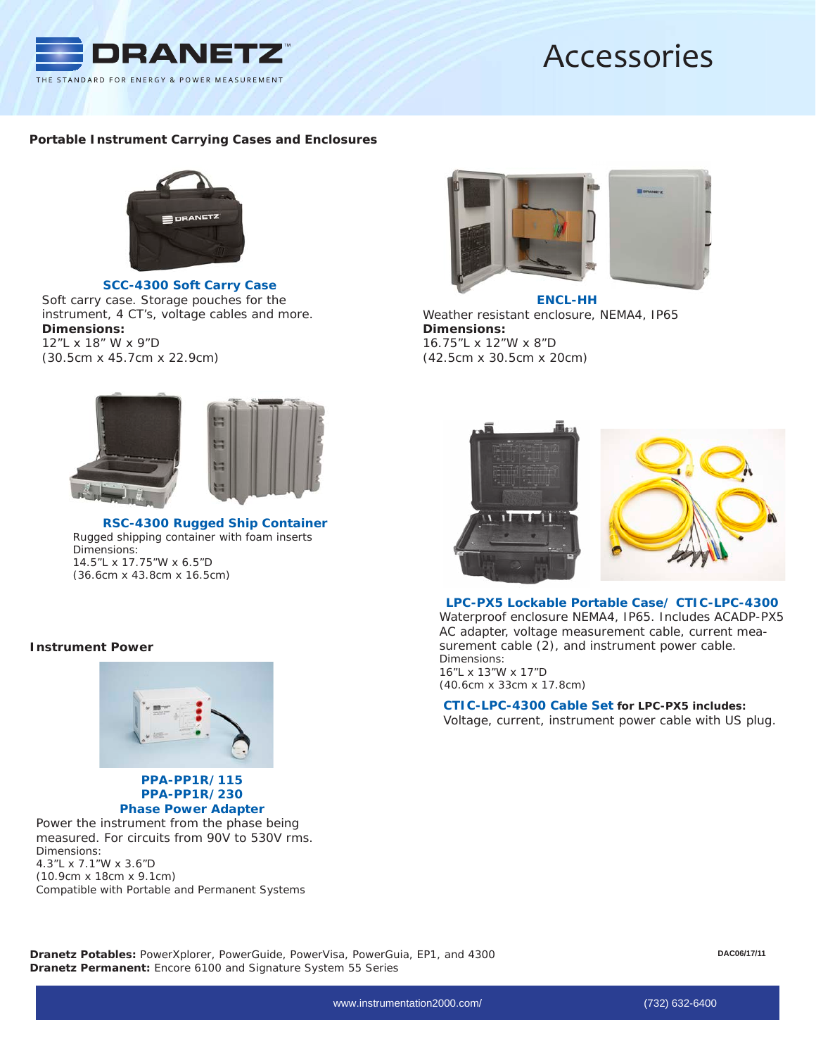# Accessories

## Portable Instrument Carrying Cases and Enclosures

**SCC-4300 Soft Carry Case**

Soft carry case. Storage pouches for the instrument, 4 CT's, voltage cables and more.

**Dimensions:**
12"L x 18" W x 9"D
(30.5cm x 45.7cm x 22.9cm)

**ENCL-HH**

Weather resistant enclosure, NEMA4, IP65

**Dimensions:**
16.75"L x 12"W x 8"D
(42.5cm x 30.5cm x 20cm)

**RSC-4300 Rugged Ship Container**

Rugged shipping container with foam inserts
Dimensions:
14.5"L x 17.75"W x 6.5"D
(36.6cm x 43.8cm x 16.5cm)

**LPC-PX5 Lockable Portable Case/ CTIC-LPC-4300**

Waterproof enclosure NEMA4, IP65. Includes ACADP-PX5 AC adapter, voltage measurement cable, current measurement cable (2), and instrument power cable.
Dimensions:
16"L x 13"W x 17"D
(40.6cm x 33cm x 17.8cm)

**CTIC-LPC-4300 Cable Set for LPC-PX5 includes:**
Voltage, current, instrument power cable with US plug.

## Instrument Power

**PPA-PP1R/115**
**PPA-PP1R/230**
**Phase Power Adapter**

Power the instrument from the phase being measured. For circuits from 90V to 530V rms.
Dimensions:
4.3"L x 7.1"W x 3.6"D
(10.9cm x 18cm x 9.1cm)
Compatible with Portable and Permanent Systems

**Dranetz Potables:** PowerXplorer, PowerGuide, PowerVisa, PowerGuia, EP1, and 4300
**Dranetz Permanent:** Encore 6100 and Signature System 55 Series

DAC06/17/11

www.instrumentation2000.com/ (732) 632-6400